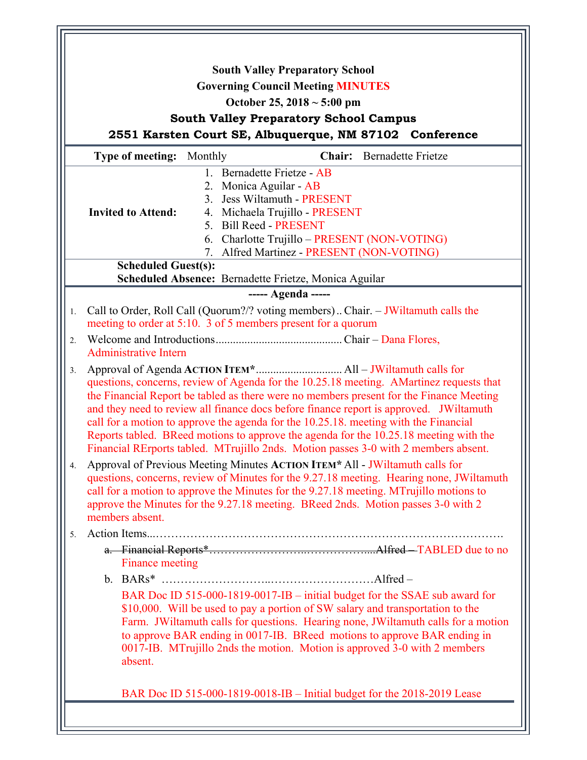**South Valley Preparatory School**

**Governing Council Meeting MINUTES**

**October 25, 2018 ~ 5:00 pm**

**South Valley Preparatory School Campus**

**2551 Karsten Court SE, Albuquerque, NM 87102 Conference**

| **Type of meeting:** Monthly | **Chair:** Bernadette Frietze |
|---|---|
| **Invited to Attend:** | 1. Bernadette Frietze - AB<br>2. Monica Aguilar - AB<br>3. Jess Wiltamuth - PRESENT<br>4. Michaela Trujillo - PRESENT<br>5. Bill Reed - PRESENT<br>6. Charlotte Trujillo – PRESENT (NON-VOTING)<br>7. Alfred Martinez - PRESENT (NON-VOTING) |
| **Scheduled Guest(s):** | |
| **Scheduled Absence:** | Bernadette Frietze, Monica Aguilar |

**----- Agenda -----**

1. Call to Order, Roll Call (Quorum?/? voting members) .. Chair. – JWiltamuth calls the meeting to order at 5:10. 3 of 5 members present for a quorum
2. Welcome and Introductions ........................................... Chair – Dana Flores, Administrative Intern
3. Approval of Agenda **Action Item*** ............................. All – JWiltamuth calls for questions, concerns, review of Agenda for the 10.25.18 meeting. AMartinez requests that the Financial Report be tabled as there were no members present for the Finance Meeting and they need to review all finance docs before finance report is approved. JWiltamuth call for a motion to approve the agenda for the 10.25.18. meeting with the Financial Reports tabled. BReed motions to approve the agenda for the 10.25.18 meeting with the Financial RErports tabled. MTrujillo 2nds. Motion passes 3-0 with 2 members absent.
4. Approval of Previous Meeting Minutes **Action Item*** All - JWiltamuth calls for questions, concerns, review of Minutes for the 9.27.18 meeting. Hearing none, JWiltamuth call for a motion to approve the Minutes for the 9.27.18 meeting. MTrujillo motions to approve the Minutes for the 9.27.18 meeting. BReed 2nds. Motion passes 3-0 with 2 members absent.
5. Action Items...……………………………………………………………………………….
   a. ~~Financial Reports*……………………...…………….....Alfred –~~ TABLED due to no Finance meeting
   b. BARs* ………………………..………………………Alfred –

      BAR Doc ID 515-000-1819-0017-IB – initial budget for the SSAE sub award for $10,000. Will be used to pay a portion of SW salary and transportation to the Farm. JWiltamuth calls for questions. Hearing none, JWiltamuth calls for a motion to approve BAR ending in 0017-IB. BReed motions to approve BAR ending in 0017-IB. MTrujillo 2nds the motion. Motion is approved 3-0 with 2 members absent.

      BAR Doc ID 515-000-1819-0018-IB – Initial budget for the 2018-2019 Lease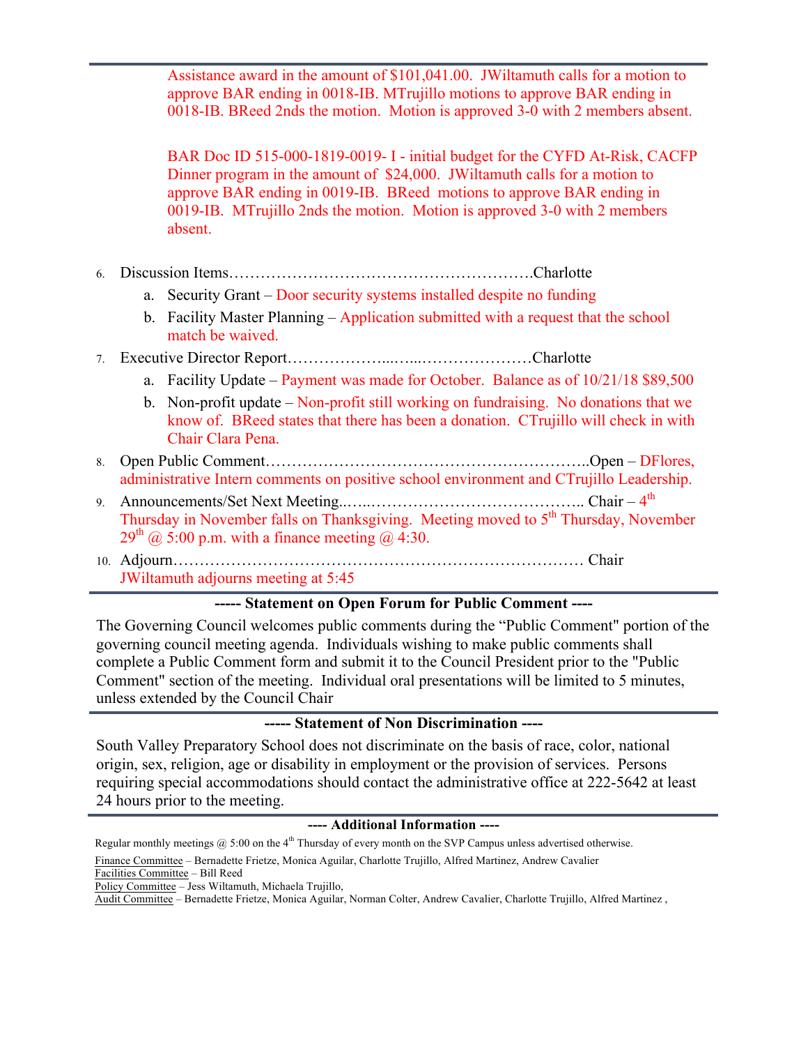Assistance award in the amount of $101,041.00. JWiltamuth calls for a motion to approve BAR ending in 0018-IB. MTrujillo motions to approve BAR ending in 0018-IB. BReed 2nds the motion. Motion is approved 3-0 with 2 members absent.

BAR Doc ID 515-000-1819-0019- I - initial budget for the CYFD At-Risk, CACFP Dinner program in the amount of $24,000. JWiltamuth calls for a motion to approve BAR ending in 0019-IB. BReed motions to approve BAR ending in 0019-IB. MTrujillo 2nds the motion. Motion is approved 3-0 with 2 members absent.

6. Discussion Items……………………………………………….Charlotte
   a. Security Grant – Door security systems installed despite no funding
   b. Facility Master Planning – Application submitted with a request that the school match be waived.
7. Executive Director Report………………...…...…………………Charlotte
   a. Facility Update – Payment was made for October. Balance as of 10/21/18 $89,500
   b. Non-profit update – Non-profit still working on fundraising. No donations that we know of. BReed states that there has been a donation. CTrujillo will check in with Chair Clara Pena.
8. Open Public Comment……………………………………………………..Open – DFlores, administrative Intern comments on positive school environment and CTrujillo Leadership.
9. Announcements/Set Next Meeting..…..………………………………….. Chair – 4th Thursday in November falls on Thanksgiving. Meeting moved to 5th Thursday, November 29th @ 5:00 p.m. with a finance meeting @ 4:30.
10. Adjourn………………………………………………………………… Chair
    JWiltamuth adjourns meeting at 5:45

**----- Statement on Open Forum for Public Comment ----**

The Governing Council welcomes public comments during the "Public Comment" portion of the governing council meeting agenda. Individuals wishing to make public comments shall complete a Public Comment form and submit it to the Council President prior to the "Public Comment" section of the meeting. Individual oral presentations will be limited to 5 minutes, unless extended by the Council Chair

**----- Statement of Non Discrimination ----**

South Valley Preparatory School does not discriminate on the basis of race, color, national origin, sex, religion, age or disability in employment or the provision of services. Persons requiring special accommodations should contact the administrative office at 222-5642 at least 24 hours prior to the meeting.

**---- Additional Information ----**

Regular monthly meetings @ 5:00 on the 4th Thursday of every month on the SVP Campus unless advertised otherwise.

Finance Committee – Bernadette Frietze, Monica Aguilar, Charlotte Trujillo, Alfred Martinez, Andrew Cavalier
Facilities Committee – Bill Reed
Policy Committee – Jess Wiltamuth, Michaela Trujillo,
Audit Committee – Bernadette Frietze, Monica Aguilar, Norman Colter, Andrew Cavalier, Charlotte Trujillo, Alfred Martinez ,